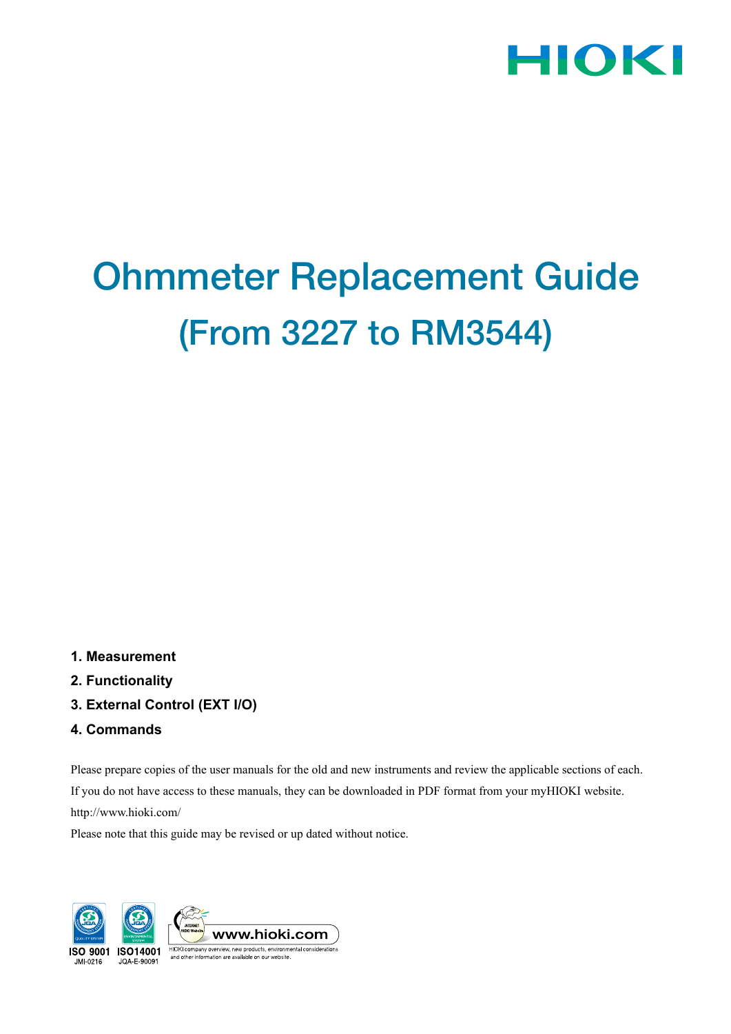# Ohmmeter Replacement Guide

# (From 3227 to RM3544)

**1. Measurement**

**2. Functionality**

**3. External Control (EXT I/O)**

**4. Commands**

Please prepare copies of the user manuals for the old and new instruments and review the applicable sections of each.

If you do not have access to these manuals, they can be downloaded in PDF format from your myHIOKI website.

http://www.hioki.com/

Please note that this guide may be revised or up dated without notice.

ISO 9001 JMI-0216 ISO14001 JQA-E-90091

www.hioki.com

HIOKI company overview, new products, environmental considerations and other information are available on our website.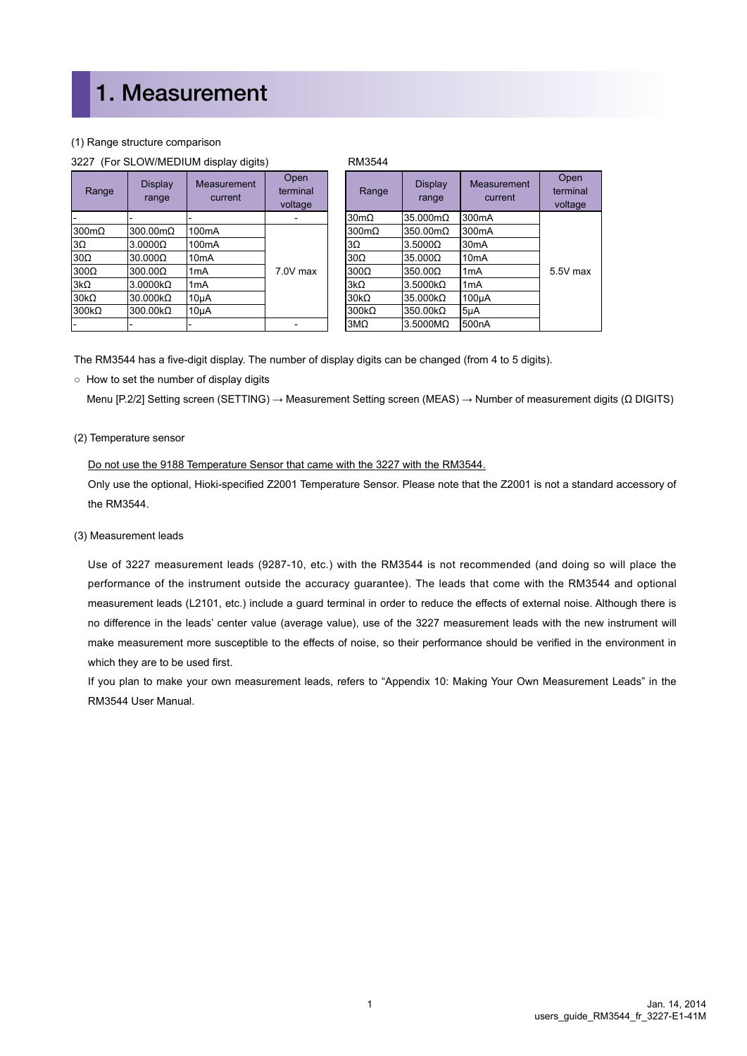# 1. Measurement

(1) Range structure comparison

3227 (For SLOW/MEDIUM display digits)

| Range | Display range | Measurement current | Open terminal voltage |
|---|---|---|---|
| - | - | - | - |
| 300mΩ | 300.00mΩ | 100mA | 7.0V max |
| 3Ω | 3.0000Ω | 100mA | |
| 30Ω | 30.000Ω | 10mA | |
| 300Ω | 300.00Ω | 1mA | |
| 3kΩ | 3.0000kΩ | 1mA | |
| 30kΩ | 30.000kΩ | 10μA | |
| 300kΩ | 300.00kΩ | 10μA | |
| - | - | - | - |

RM3544

| Range | Display range | Measurement current | Open terminal voltage |
|---|---|---|---|
| 30mΩ | 35.000mΩ | 300mA | 5.5V max |
| 300mΩ | 350.00mΩ | 300mA | |
| 3Ω | 3.5000Ω | 30mA | |
| 30Ω | 35.000Ω | 10mA | |
| 300Ω | 350.00Ω | 1mA | |
| 3kΩ | 3.5000kΩ | 1mA | |
| 30kΩ | 35.000kΩ | 100μA | |
| 300kΩ | 350.00kΩ | 5μA | |
| 3MΩ | 3.5000MΩ | 500nA | |

The RM3544 has a five-digit display. The number of display digits can be changed (from 4 to 5 digits).

○ How to set the number of display digits

Menu [P.2/2] Setting screen (SETTING) → Measurement Setting screen (MEAS) → Number of measurement digits (Ω DIGITS)

(2) Temperature sensor

Do not use the 9188 Temperature Sensor that came with the 3227 with the RM3544.

Only use the optional, Hioki-specified Z2001 Temperature Sensor. Please note that the Z2001 is not a standard accessory of the RM3544.

(3) Measurement leads

Use of 3227 measurement leads (9287-10, etc.) with the RM3544 is not recommended (and doing so will place the performance of the instrument outside the accuracy guarantee). The leads that come with the RM3544 and optional measurement leads (L2101, etc.) include a guard terminal in order to reduce the effects of external noise. Although there is no difference in the leads' center value (average value), use of the 3227 measurement leads with the new instrument will make measurement more susceptible to the effects of noise, so their performance should be verified in the environment in which they are to be used first.

If you plan to make your own measurement leads, refers to "Appendix 10: Making Your Own Measurement Leads" in the RM3544 User Manual.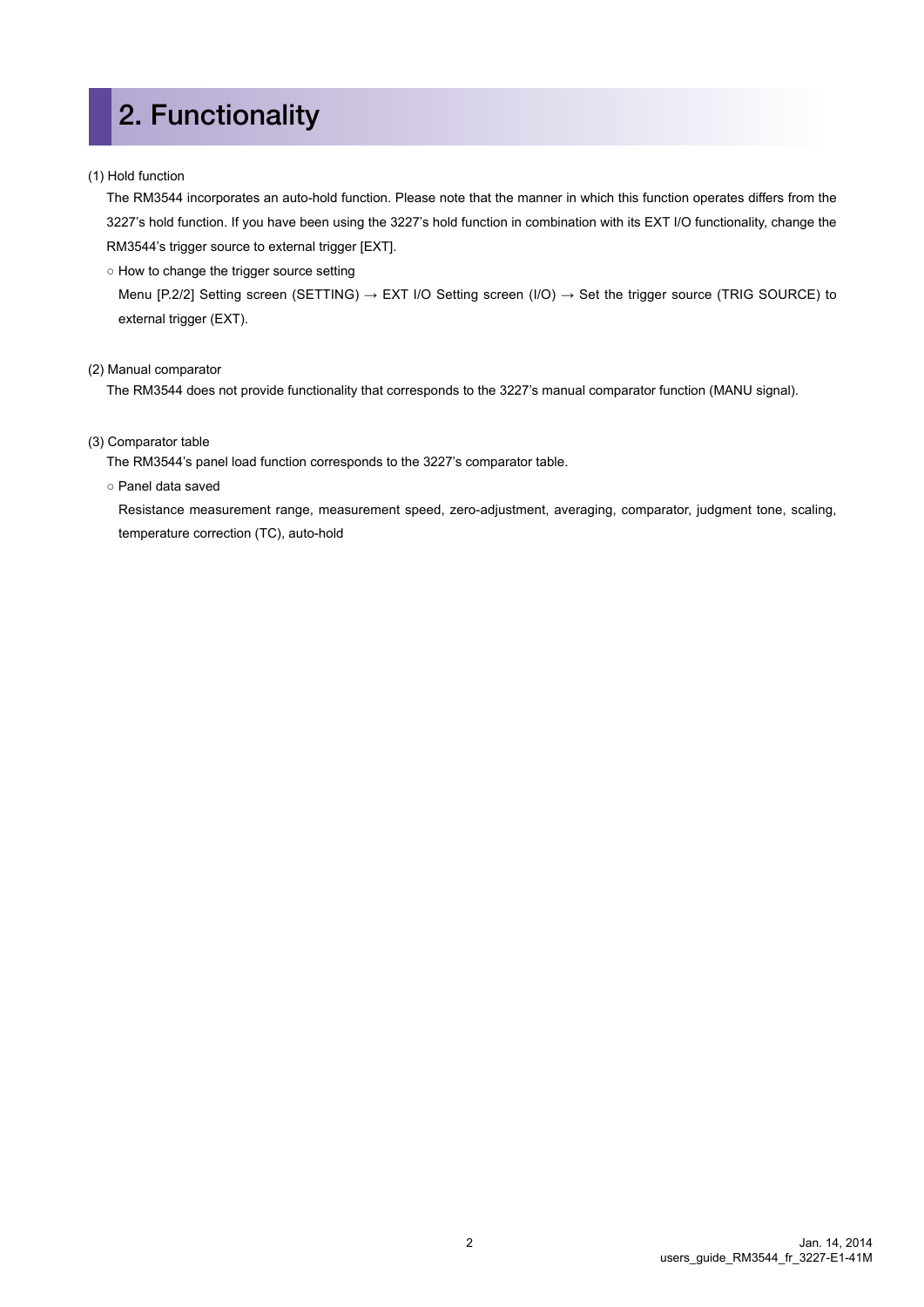# 2. Functionality

(1) Hold function

The RM3544 incorporates an auto-hold function. Please note that the manner in which this function operates differs from the 3227's hold function. If you have been using the 3227's hold function in combination with its EXT I/O functionality, change the RM3544's trigger source to external trigger [EXT].

○ How to change the trigger source setting

Menu [P.2/2] Setting screen (SETTING) → EXT I/O Setting screen (I/O) → Set the trigger source (TRIG SOURCE) to external trigger (EXT).

(2) Manual comparator

The RM3544 does not provide functionality that corresponds to the 3227's manual comparator function (MANU signal).

(3) Comparator table

The RM3544's panel load function corresponds to the 3227's comparator table.

○ Panel data saved

Resistance measurement range, measurement speed, zero-adjustment, averaging, comparator, judgment tone, scaling, temperature correction (TC), auto-hold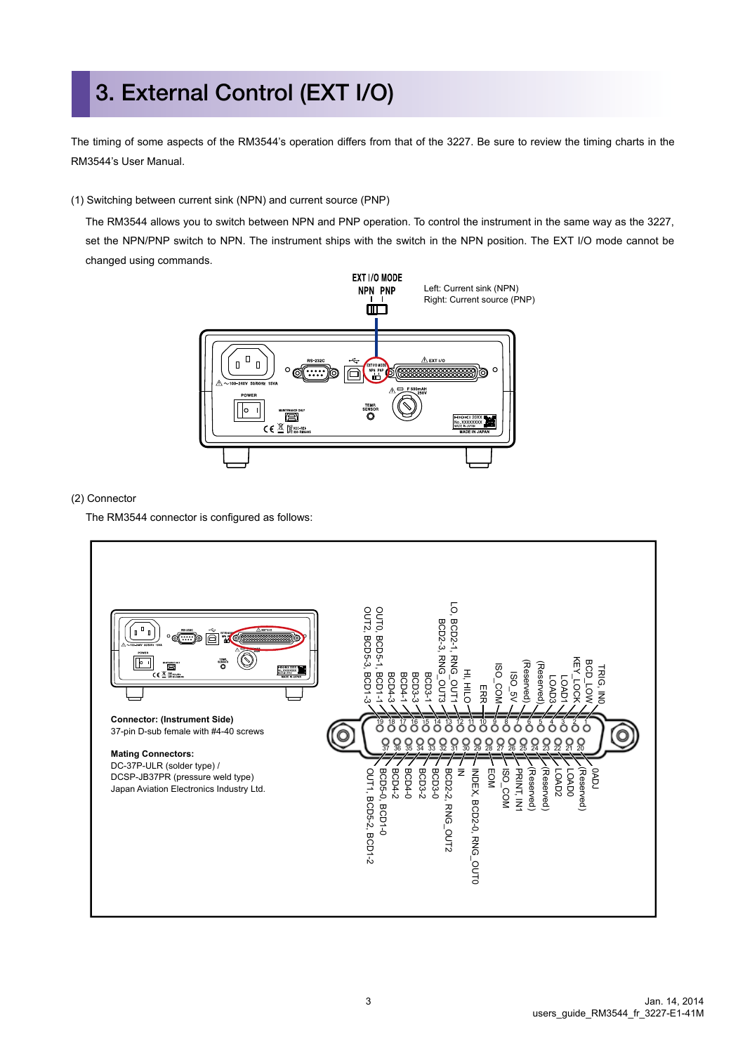# 3. External Control (EXT I/O)

The timing of some aspects of the RM3544's operation differs from that of the 3227. Be sure to review the timing charts in the RM3544's User Manual.

(1) Switching between current sink (NPN) and current source (PNP)

The RM3544 allows you to switch between NPN and PNP operation. To control the instrument in the same way as the 3227, set the NPN/PNP switch to NPN. The instrument ships with the switch in the NPN position. The EXT I/O mode cannot be changed using commands.

EXT I/O MODE
NPN PNP

Left: Current sink (NPN)
Right: Current source (PNP)

(2) Connector

The RM3544 connector is configured as follows:

**Connector: (Instrument Side)**
37-pin D-sub female with #4-40 screws

**Mating Connectors:**
DC-37P-ULR (solder type) /
DCSP-JB37PR (pressure weld type)
Japan Aviation Electronics Industry Ltd.

| Pin | Signal |
|---|---|
| 1 | TRIG, IN0 |
| 2 | BCD_LOW |
| 3 | KEY_LOCK |
| 4 | LOAD1 |
| 5 | LOAD3 |
| 6 | (Reserved) |
| 7 | (Reserved) |
| 8 | ISO_5V |
| 9 | ISO_COM |
| 10 | ERR |
| 11 | HI, HILO |
| 12 | BCD3-1 |
| 13 | LO, BCD2-1, RNG_OUT1 |
| 14 | BCD2-3, RNG_OUT3 |
| 15 | BCD3-3 |
| 16 | BCD4-1 |
| 17 | BCD4-3 |
| 18 | OUT0, BCD5-1, BCD1-1 |
| 19 | OUT2, BCD5-3, BCD1-3 |
| 20 | 0ADJ |
| 21 | (Reserved) |
| 22 | LOAD0 |
| 23 | LOAD2 |
| 24 | (Reserved) |
| 25 | (Reserved) |
| 26 | PRINT, IN1 |
| 27 | ISO_COM |
| 28 | EOM |
| 29 | INDEX, BCD2-0, RNG_OUT0 |
| 30 | IN |
| 31 | BCD2-2, RNG_OUT2 |
| 32 | BCD3-0 |
| 33 | BCD3-2 |
| 34 | BCD4-0 |
| 35 | BCD4-2 |
| 36 | BCD5-0, BCD1-0 |
| 37 | OUT1, BCD5-2, BCD1-2 |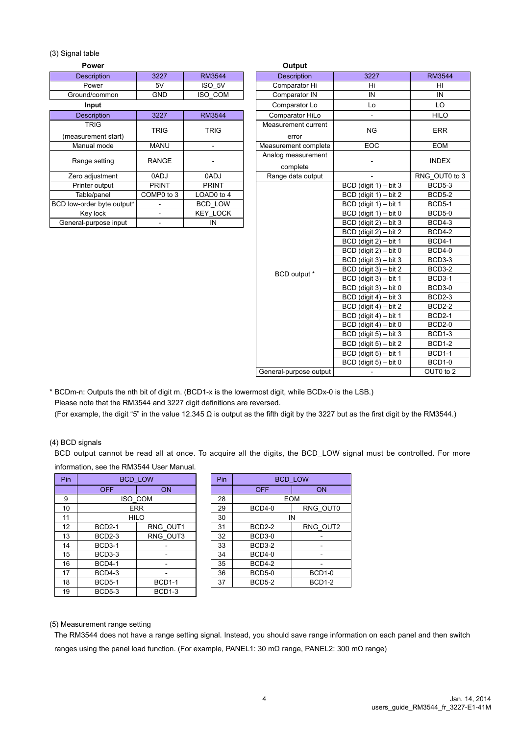(3) Signal table

**Power**

| Description | 3227 | RM3544 |
|---|---|---|
| Power | 5V | ISO_5V |
| Ground/common | GND | ISO_COM |

**Input**

| Description | 3227 | RM3544 |
|---|---|---|
| TRIG (measurement start) | TRIG | TRIG |
| Manual mode | MANU | - |
| Range setting | RANGE | - |
| Zero adjustment | 0ADJ | 0ADJ |
| Printer output | PRINT | PRINT |
| Table/panel | COMP0 to 3 | LOAD0 to 4 |
| BCD low-order byte output* | - | BCD_LOW |
| Key lock | - | KEY_LOCK |
| General-purpose input | - | IN |

**Output**

| Description | 3227 | RM3544 |
|---|---|---|
| Comparator Hi | Hi | HI |
| Comparator IN | IN | IN |
| Comparator Lo | Lo | LO |
| Comparator HiLo | - | HILO |
| Measurement current error | NG | ERR |
| Measurement complete | EOC | EOM |
| Analog measurement complete | - | INDEX |
| Range data output | - | RNG_OUT0 to 3 |
| BCD output * | BCD (digit 1) – bit 3 | BCD5-3 |
| | BCD (digit 1) – bit 2 | BCD5-2 |
| | BCD (digit 1) – bit 1 | BCD5-1 |
| | BCD (digit 1) – bit 0 | BCD5-0 |
| | BCD (digit 2) – bit 3 | BCD4-3 |
| | BCD (digit 2) – bit 2 | BCD4-2 |
| | BCD (digit 2) – bit 1 | BCD4-1 |
| | BCD (digit 2) – bit 0 | BCD4-0 |
| | BCD (digit 3) – bit 3 | BCD3-3 |
| | BCD (digit 3) – bit 2 | BCD3-2 |
| | BCD (digit 3) – bit 1 | BCD3-1 |
| | BCD (digit 3) – bit 0 | BCD3-0 |
| | BCD (digit 4) – bit 3 | BCD2-3 |
| | BCD (digit 4) – bit 2 | BCD2-2 |
| | BCD (digit 4) – bit 1 | BCD2-1 |
| | BCD (digit 4) – bit 0 | BCD2-0 |
| | BCD (digit 5) – bit 3 | BCD1-3 |
| | BCD (digit 5) – bit 2 | BCD1-2 |
| | BCD (digit 5) – bit 1 | BCD1-1 |
| | BCD (digit 5) – bit 0 | BCD1-0 |
| General-purpose output | - | OUT0 to 2 |

\* BCDm-n: Outputs the nth bit of digit m. (BCD1-x is the lowermost digit, while BCDx-0 is the LSB.)
Please note that the RM3544 and 3227 digit definitions are reversed.
(For example, the digit "5" in the value 12.345 Ω is output as the fifth digit by the 3227 but as the first digit by the RM3544.)

(4) BCD signals

BCD output cannot be read all at once. To acquire all the digits, the BCD_LOW signal must be controlled. For more information, see the RM3544 User Manual.

| Pin | BCD_LOW | |
|---|---|---|
| | OFF | ON |
| 9 | ISO_COM | |
| 10 | ERR | |
| 11 | HILO | |
| 12 | BCD2-1 | RNG_OUT1 |
| 13 | BCD2-3 | RNG_OUT3 |
| 14 | BCD3-1 | - |
| 15 | BCD3-3 | - |
| 16 | BCD4-1 | - |
| 17 | BCD4-3 | - |
| 18 | BCD5-1 | BCD1-1 |
| 19 | BCD5-3 | BCD1-3 |

| Pin | BCD_LOW | |
|---|---|---|
| | OFF | ON |
| 28 | EOM | |
| 29 | BCD4-0 | RNG_OUT0 |
| 30 | IN | |
| 31 | BCD2-2 | RNG_OUT2 |
| 32 | BCD3-0 | - |
| 33 | BCD3-2 | - |
| 34 | BCD4-0 | - |
| 35 | BCD4-2 | - |
| 36 | BCD5-0 | BCD1-0 |
| 37 | BCD5-2 | BCD1-2 |

(5) Measurement range setting

The RM3544 does not have a range setting signal. Instead, you should save range information on each panel and then switch ranges using the panel load function. (For example, PANEL1: 30 mΩ range, PANEL2: 300 mΩ range)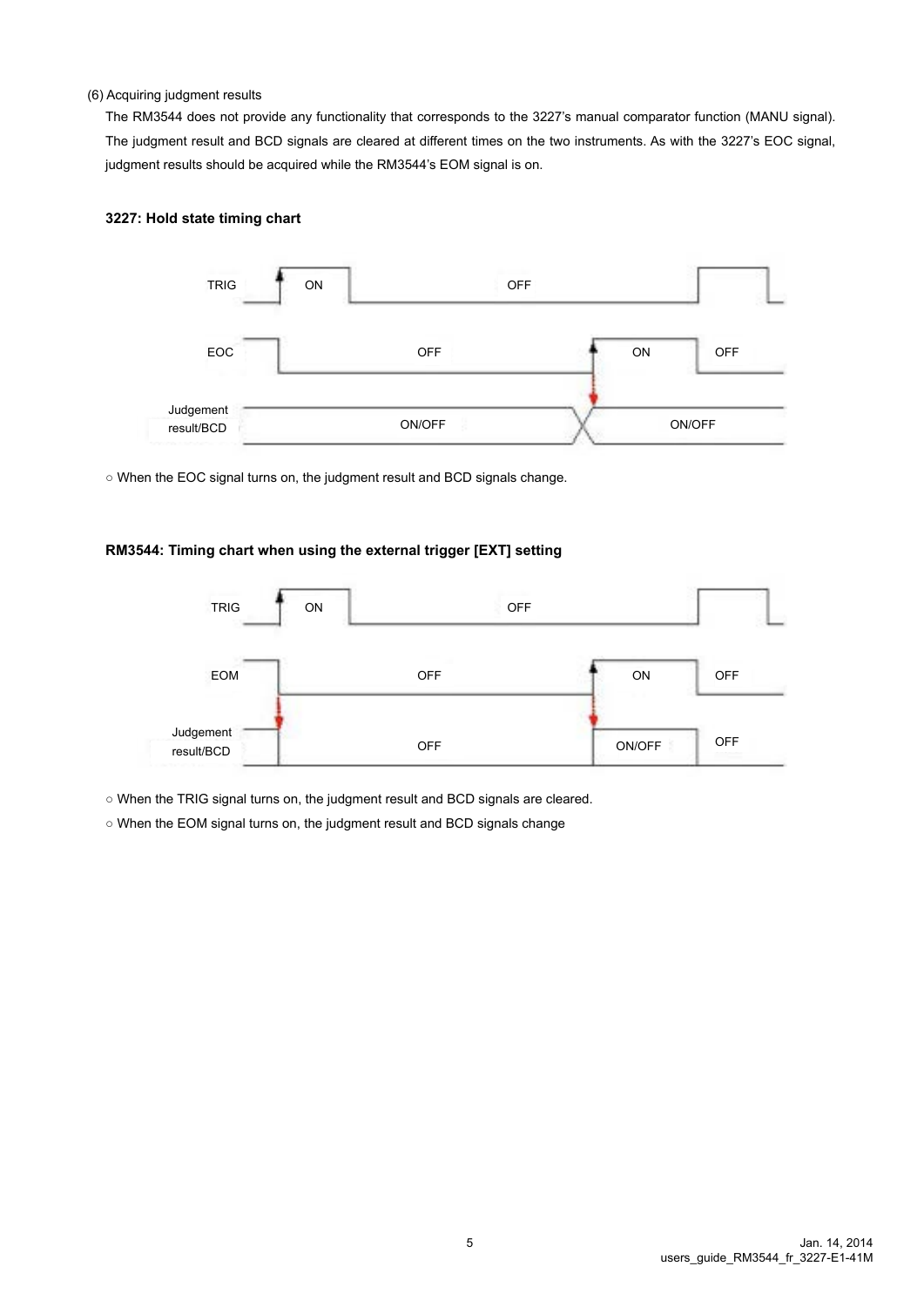(6) Acquiring judgment results

The RM3544 does not provide any functionality that corresponds to the 3227's manual comparator function (MANU signal). The judgment result and BCD signals are cleared at different times on the two instruments. As with the 3227's EOC signal, judgment results should be acquired while the RM3544's EOM signal is on.

**3227: Hold state timing chart**

TRIG ON OFF

EOC OFF ON OFF

Judgement result/BCD ON/OFF ON/OFF

○ When the EOC signal turns on, the judgment result and BCD signals change.

**RM3544: Timing chart when using the external trigger [EXT] setting**

TRIG ON OFF

EOM OFF ON OFF

Judgement result/BCD OFF ON/OFF OFF

○ When the TRIG signal turns on, the judgment result and BCD signals are cleared.

○ When the EOM signal turns on, the judgment result and BCD signals change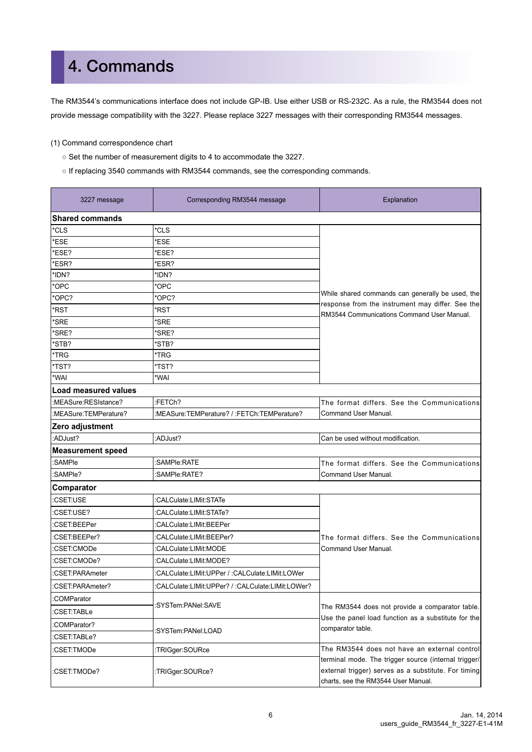# 4. Commands

The RM3544's communications interface does not include GP-IB. Use either USB or RS-232C. As a rule, the RM3544 does not provide message compatibility with the 3227. Please replace 3227 messages with their corresponding RM3544 messages.

(1) Command correspondence chart

- ○ Set the number of measurement digits to 4 to accommodate the 3227.
- ○ If replacing 3540 commands with RM3544 commands, see the corresponding commands.

| 3227 message | Corresponding RM3544 message | Explanation |
|---|---|---|
| **Shared commands** | | |
| *CLS | *CLS | While shared commands can generally be used, the response from the instrument may differ. See the RM3544 Communications Command User Manual. |
| *ESE | *ESE | |
| *ESE? | *ESE? | |
| *ESR? | *ESR? | |
| *IDN? | *IDN? | |
| *OPC | *OPC | |
| *OPC? | *OPC? | |
| *RST | *RST | |
| *SRE | *SRE | |
| *SRE? | *SRE? | |
| *STB? | *STB? | |
| *TRG | *TRG | |
| *TST? | *TST? | |
| *WAI | *WAI | |
| **Load measured values** | | |
| :MEASure:RESIstance? | :FETCh? | The format differs. See the Communications Command User Manual. |
| :MEASure:TEMPerature? | :MEASure:TEMPerature? / :FETCh:TEMPerature? | |
| **Zero adjustment** | | |
| :ADJust? | :ADJust? | Can be used without modification. |
| **Measurement speed** | | |
| :SAMPle | :SAMPle:RATE | The format differs. See the Communications Command User Manual. |
| :SAMPle? | :SAMPle:RATE? | |
| **Comparator** | | |
| :CSET:USE | :CALCulate:LIMit:STATe | The format differs. See the Communications Command User Manual. |
| :CSET:USE? | :CALCulate:LIMit:STATe? | |
| :CSET:BEEPer | :CALCulate:LIMit:BEEPer | |
| :CSET:BEEPer? | :CALCulate:LIMit:BEEPer? | |
| :CSET:CMODe | :CALCulate:LIMit:MODE | |
| :CSET:CMODe? | :CALCulate:LIMit:MODE? | |
| :CSET:PARAmeter | :CALCulate:LIMit:UPPer / :CALCulate:LIMit:LOWer | |
| :CSET:PARAmeter? | :CALCulate:LIMit:UPPer? / :CALCulate:LIMit:LOWer? | |
| :COMParator | :SYSTem:PANel:SAVE | The RM3544 does not provide a comparator table. Use the panel load function as a substitute for the comparator table. |
| :CSET:TABLe | | |
| :COMParator? | :SYSTem:PANel:LOAD | |
| :CSET:TABLe? | | |
| :CSET:TMODe | :TRIGger:SOURce | The RM3544 does not have an external control terminal mode. The trigger source (internal trigger/ external trigger) serves as a substitute. For timing charts, see the RM3544 User Manual. |
| :CSET:TMODe? | :TRIGger:SOURce? | |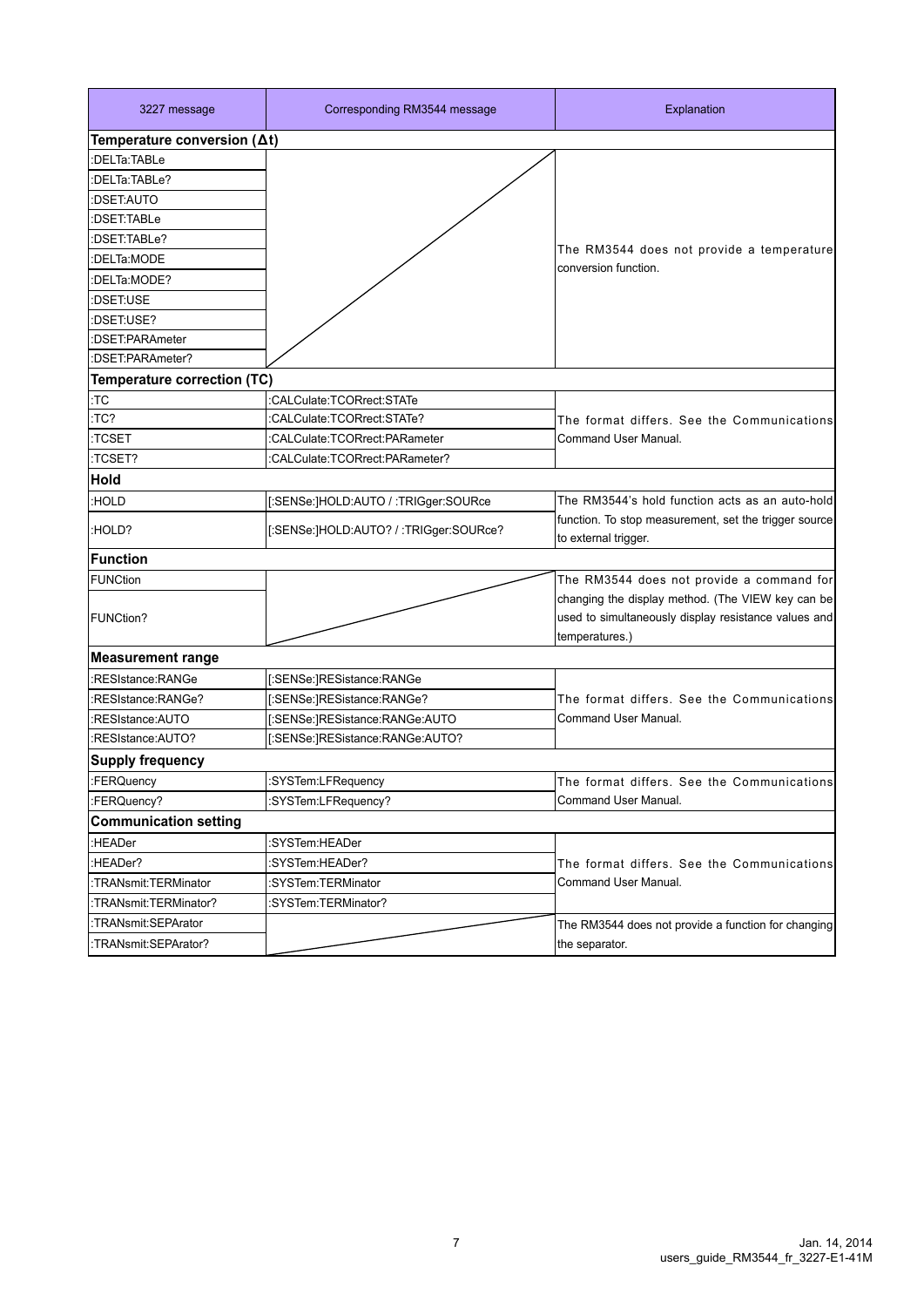| 3227 message | Corresponding RM3544 message | Explanation |
| --- | --- | --- |
| **Temperature conversion (Δt)** | | |
| :DELTa:TABLe | | The RM3544 does not provide a temperature conversion function. |
| :DELTa:TABLe? | | |
| :DSET:AUTO | | |
| :DSET:TABLe | | |
| :DSET:TABLe? | | |
| :DELTa:MODE | | |
| :DELTa:MODE? | | |
| :DSET:USE | | |
| :DSET:USE? | | |
| :DSET:PARAmeter | | |
| :DSET:PARAmeter? | | |
| **Temperature correction (TC)** | | |
| :TC | :CALCulate:TCORrect:STATe | The format differs. See the Communications Command User Manual. |
| :TC? | :CALCulate:TCORrect:STATe? | |
| :TCSET | :CALCulate:TCORrect:PARameter | |
| :TCSET? | :CALCulate:TCORrect:PARameter? | |
| **Hold** | | |
| :HOLD | [:SENSe:]HOLD:AUTO / :TRIGger:SOURce | The RM3544's hold function acts as an auto-hold function. To stop measurement, set the trigger source to external trigger. |
| :HOLD? | [:SENSe:]HOLD:AUTO? / :TRIGger:SOURce? | |
| **Function** | | |
| FUNCtion | | The RM3544 does not provide a command for changing the display method. (The VIEW key can be used to simultaneously display resistance values and temperatures.) |
| FUNCtion? | | |
| **Measurement range** | | |
| :RESIstance:RANGe | [:SENSe:]RESistance:RANGe | The format differs. See the Communications Command User Manual. |
| :RESIstance:RANGe? | [:SENSe:]RESistance:RANGe? | |
| :RESIstance:AUTO | [:SENSe:]RESistance:RANGe:AUTO | |
| :RESIstance:AUTO? | [:SENSe:]RESistance:RANGe:AUTO? | |
| **Supply frequency** | | |
| :FERQuency | :SYSTem:LFRequency | The format differs. See the Communications Command User Manual. |
| :FERQuency? | :SYSTem:LFRequency? | |
| **Communication setting** | | |
| :HEADer | :SYSTem:HEADer | The format differs. See the Communications Command User Manual. |
| :HEADer? | :SYSTem:HEADer? | |
| :TRANsmit:TERMinator | :SYSTem:TERMinator | |
| :TRANsmit:TERMinator? | :SYSTem:TERMinator? | |
| :TRANsmit:SEPArator | | The RM3544 does not provide a function for changing the separator. |
| :TRANsmit:SEPArator? | | |

Jan. 14, 2014
users_guide_RM3544_fr_3227-E1-41M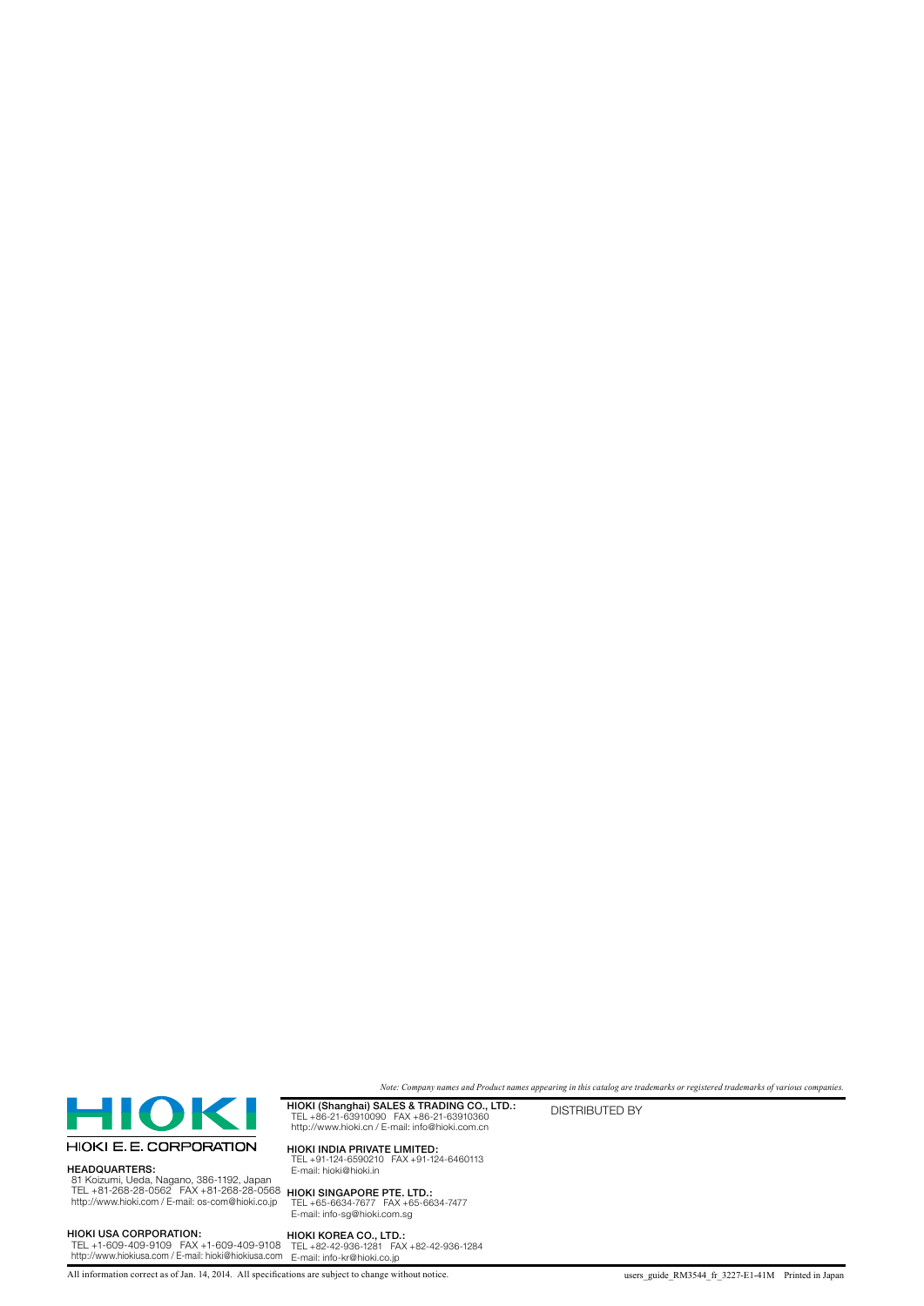*Note: Company names and Product names appearing in this catalog are trademarks or registered trademarks of various companies.*

HIOKI

HIOKI E. E. CORPORATION

**HEADQUARTERS:**
81 Koizumi, Ueda, Nagano, 386-1192, Japan
TEL +81-268-28-0562 FAX +81-268-28-0568
http://www.hioki.com / E-mail: os-com@hioki.co.jp

**HIOKI USA CORPORATION:**
TEL +1-609-409-9109 FAX +1-609-409-9108
http://www.hiokiusa.com / E-mail: hioki@hiokiusa.com

**HIOKI (Shanghai) SALES & TRADING CO., LTD.:**
TEL +86-21-63910090 FAX +86-21-63910360
http://www.hioki.cn / E-mail: info@hioki.com.cn

**HIOKI INDIA PRIVATE LIMITED:**
TEL +91-124-6590210 FAX +91-124-6460113
E-mail: hioki@hioki.in

**HIOKI SINGAPORE PTE. LTD.:**
TEL +65-6634-7677 FAX +65-6634-7477
E-mail: info-sg@hioki.com.sg

**HIOKI KOREA CO., LTD.:**
TEL +82-42-936-1281 FAX +82-42-936-1284
E-mail: info-kr@hioki.co.jp

DISTRIBUTED BY

All information correct as of Jan. 14, 2014. All specifications are subject to change without notice.

users_guide_RM3544_fr_3227-E1-41M Printed in Japan